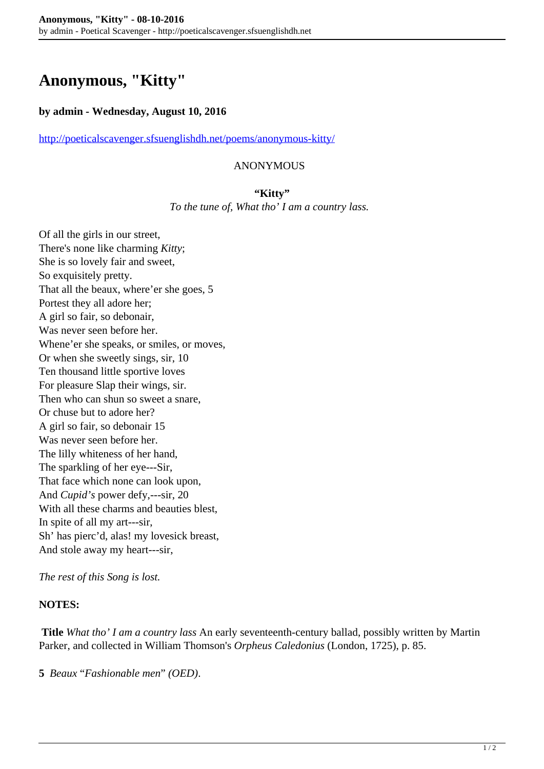# Anonymous, "Kitty"

**by admin - Wednesday, August 10, 2016**

http://poeticalscavenger.sfsuenglishdh.net/poems/anonymous-kitty/

ANONYMOUS

**"Kitty"**

*To the tune of, What tho' I am a country lass.*

Of all the girls in our street,
There's none like charming *Kitty*;
She is so lovely fair and sweet,
So exquisitely pretty.
That all the beaux, where'er she goes, 5
Portest they all adore her;
A girl so fair, so debonair,
Was never seen before her.
Whene'er she speaks, or smiles, or moves,
Or when she sweetly sings, sir, 10
Ten thousand little sportive loves
For pleasure Slap their wings, sir.
Then who can shun so sweet a snare,
Or chuse but to adore her?
A girl so fair, so debonair 15
Was never seen before her.
The lilly whiteness of her hand,
The sparkling of her eye---Sir,
That face which none can look upon,
And *Cupid's* power defy,---sir, 20
With all these charms and beauties blest,
In spite of all my art---sir,
Sh' has pierc'd, alas! my lovesick breast,
And stole away my heart---sir,

*The rest of this Song is lost.*

**NOTES:**

**Title** *What tho' I am a country lass* An early seventeenth-century ballad, possibly written by Martin Parker, and collected in William Thomson's *Orpheus Caledonius* (London, 1725), p. 85.

**5** *Beaux* "*Fashionable men*" *(OED)*.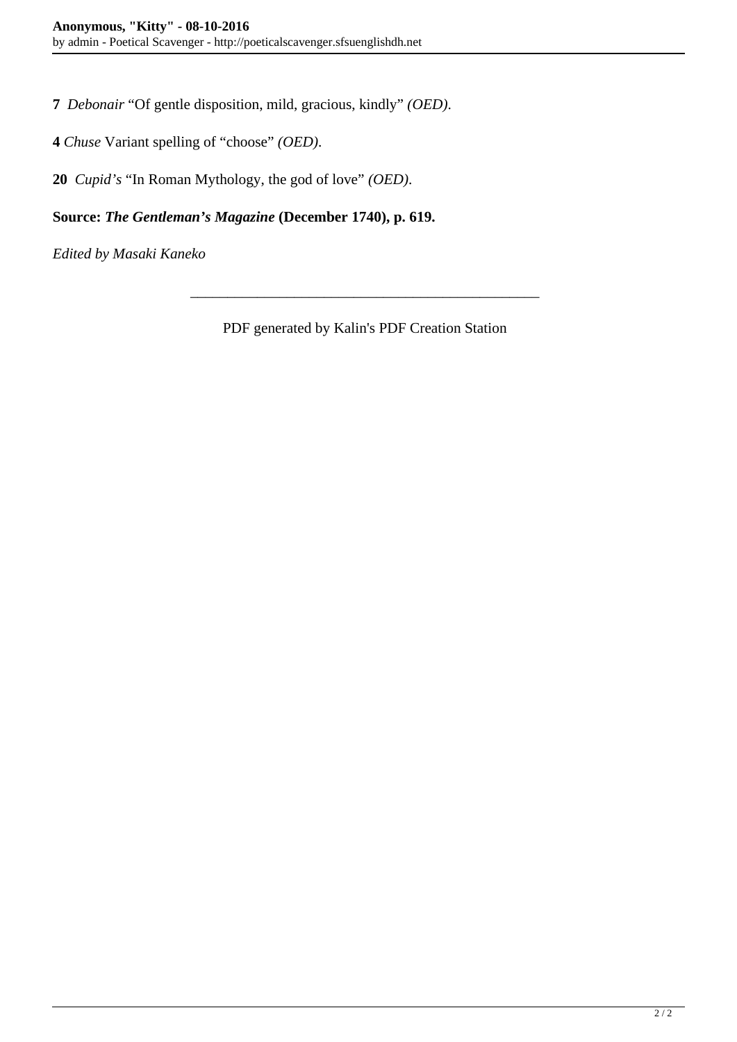**7** *Debonair* “Of gentle disposition, mild, gracious, kindly” *(OED)*.

**4** *Chuse* Variant spelling of “choose” *(OED)*.

**20** *Cupid’s* “In Roman Mythology, the god of love” *(OED)*.

**Source:** ***The Gentleman’s Magazine*** **(December 1740), p. 619.**

*Edited by Masaki Kaneko*

---

PDF generated by Kalin's PDF Creation Station